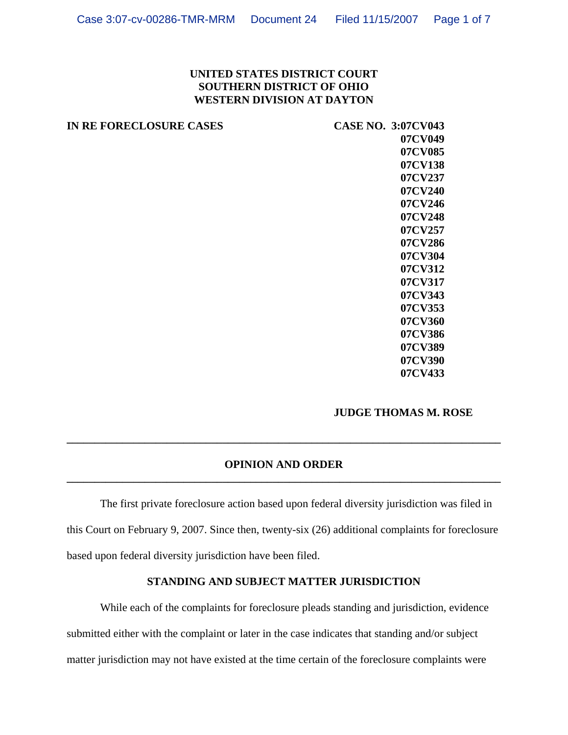**UNITED STATES DISTRICT COURT**
**SOUTHERN DISTRICT OF OHIO**
**WESTERN DIVISION AT DAYTON**

**IN RE FORECLOSURE CASES**

**CASE NO. 3:07CV043**
**07CV049**
**07CV085**
**07CV138**
**07CV237**
**07CV240**
**07CV246**
**07CV248**
**07CV257**
**07CV286**
**07CV304**
**07CV312**
**07CV317**
**07CV343**
**07CV353**
**07CV360**
**07CV386**
**07CV389**
**07CV390**
**07CV433**

**JUDGE THOMAS M. ROSE**

---

## OPINION AND ORDER

---

The first private foreclosure action based upon federal diversity jurisdiction was filed in this Court on February 9, 2007. Since then, twenty-six (26) additional complaints for foreclosure based upon federal diversity jurisdiction have been filed.

### STANDING AND SUBJECT MATTER JURISDICTION

While each of the complaints for foreclosure pleads standing and jurisdiction, evidence submitted either with the complaint or later in the case indicates that standing and/or subject matter jurisdiction may not have existed at the time certain of the foreclosure complaints were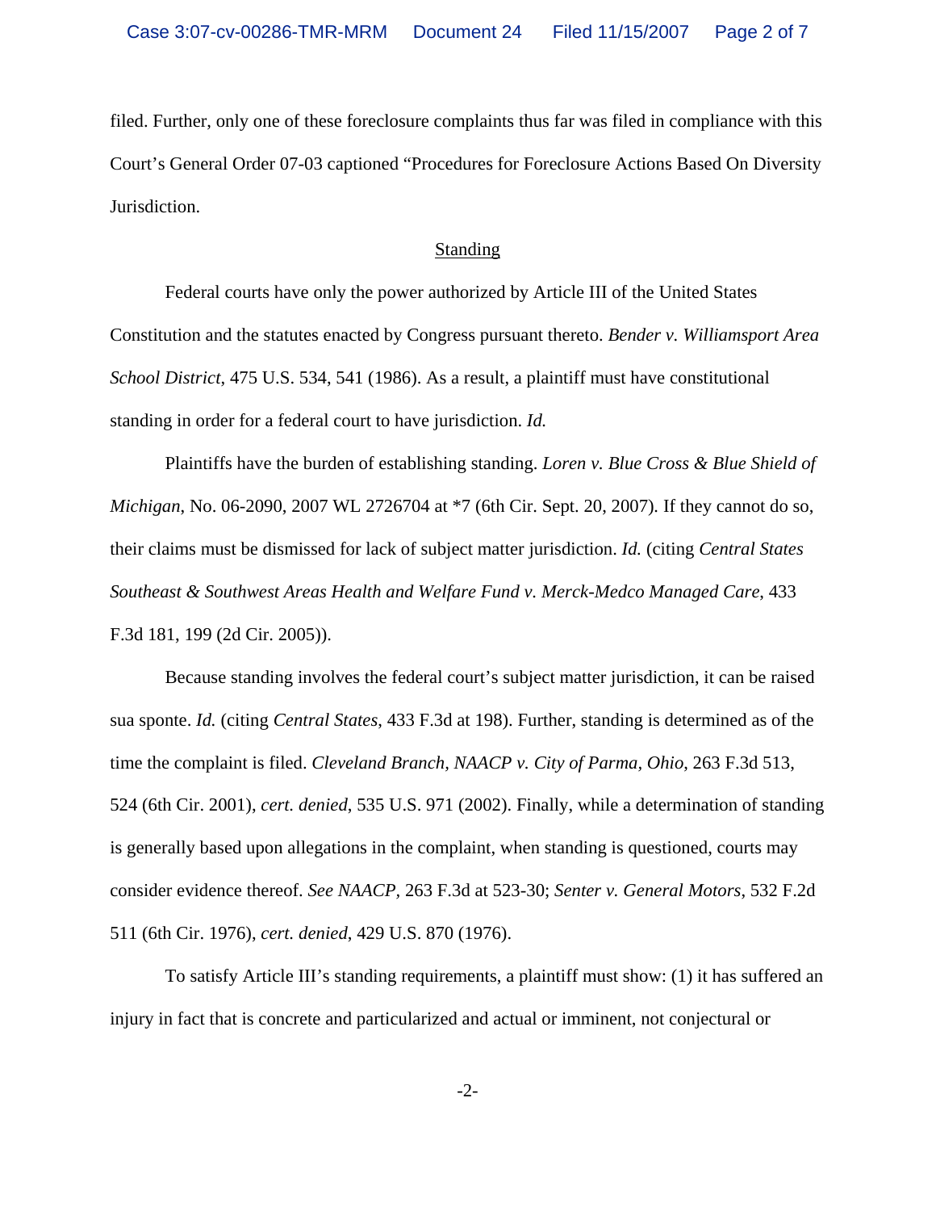filed. Further, only one of these foreclosure complaints thus far was filed in compliance with this Court's General Order 07-03 captioned "Procedures for Foreclosure Actions Based On Diversity Jurisdiction.

<u>Standing</u>

Federal courts have only the power authorized by Article III of the United States Constitution and the statutes enacted by Congress pursuant thereto. *Bender v. Williamsport Area School District*, 475 U.S. 534, 541 (1986). As a result, a plaintiff must have constitutional standing in order for a federal court to have jurisdiction. *Id.*

Plaintiffs have the burden of establishing standing. *Loren v. Blue Cross & Blue Shield of Michigan*, No. 06-2090, 2007 WL 2726704 at *7 (6th Cir. Sept. 20, 2007). If they cannot do so, their claims must be dismissed for lack of subject matter jurisdiction. *Id.* (citing *Central States Southeast & Southwest Areas Health and Welfare Fund v. Merck-Medco Managed Care*, 433 F.3d 181, 199 (2d Cir. 2005)).

Because standing involves the federal court's subject matter jurisdiction, it can be raised sua sponte. *Id.* (citing *Central States*, 433 F.3d at 198). Further, standing is determined as of the time the complaint is filed. *Cleveland Branch, NAACP v. City of Parma, Ohio*, 263 F.3d 513, 524 (6th Cir. 2001), *cert. denied*, 535 U.S. 971 (2002). Finally, while a determination of standing is generally based upon allegations in the complaint, when standing is questioned, courts may consider evidence thereof. *See NAACP*, 263 F.3d at 523-30; *Senter v. General Motors*, 532 F.2d 511 (6th Cir. 1976), *cert. denied*, 429 U.S. 870 (1976).

To satisfy Article III's standing requirements, a plaintiff must show: (1) it has suffered an injury in fact that is concrete and particularized and actual or imminent, not conjectural or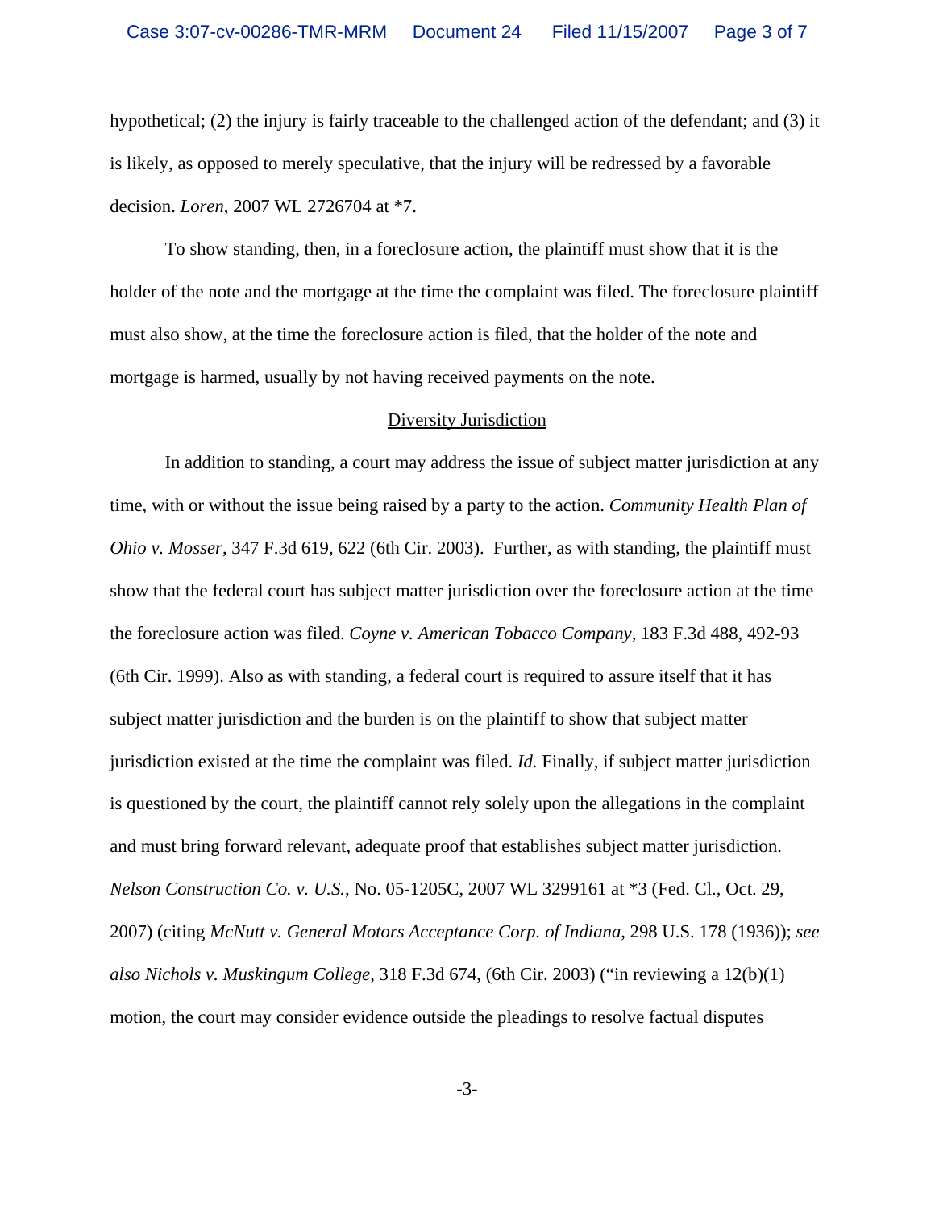hypothetical; (2) the injury is fairly traceable to the challenged action of the defendant; and (3) it is likely, as opposed to merely speculative, that the injury will be redressed by a favorable decision. *Loren*, 2007 WL 2726704 at *7.

To show standing, then, in a foreclosure action, the plaintiff must show that it is the holder of the note and the mortgage at the time the complaint was filed. The foreclosure plaintiff must also show, at the time the foreclosure action is filed, that the holder of the note and mortgage is harmed, usually by not having received payments on the note.

## Diversity Jurisdiction

In addition to standing, a court may address the issue of subject matter jurisdiction at any time, with or without the issue being raised by a party to the action. *Community Health Plan of Ohio v. Mosser*, 347 F.3d 619, 622 (6th Cir. 2003). Further, as with standing, the plaintiff must show that the federal court has subject matter jurisdiction over the foreclosure action at the time the foreclosure action was filed. *Coyne v. American Tobacco Company*, 183 F.3d 488, 492-93 (6th Cir. 1999). Also as with standing, a federal court is required to assure itself that it has subject matter jurisdiction and the burden is on the plaintiff to show that subject matter jurisdiction existed at the time the complaint was filed. *Id.* Finally, if subject matter jurisdiction is questioned by the court, the plaintiff cannot rely solely upon the allegations in the complaint and must bring forward relevant, adequate proof that establishes subject matter jurisdiction. *Nelson Construction Co. v. U.S.*, No. 05-1205C, 2007 WL 3299161 at *3 (Fed. Cl., Oct. 29, 2007) (citing *McNutt v. General Motors Acceptance Corp. of Indiana*, 298 U.S. 178 (1936)); *see also Nichols v. Muskingum College*, 318 F.3d 674, (6th Cir. 2003) ("in reviewing a 12(b)(1) motion, the court may consider evidence outside the pleadings to resolve factual disputes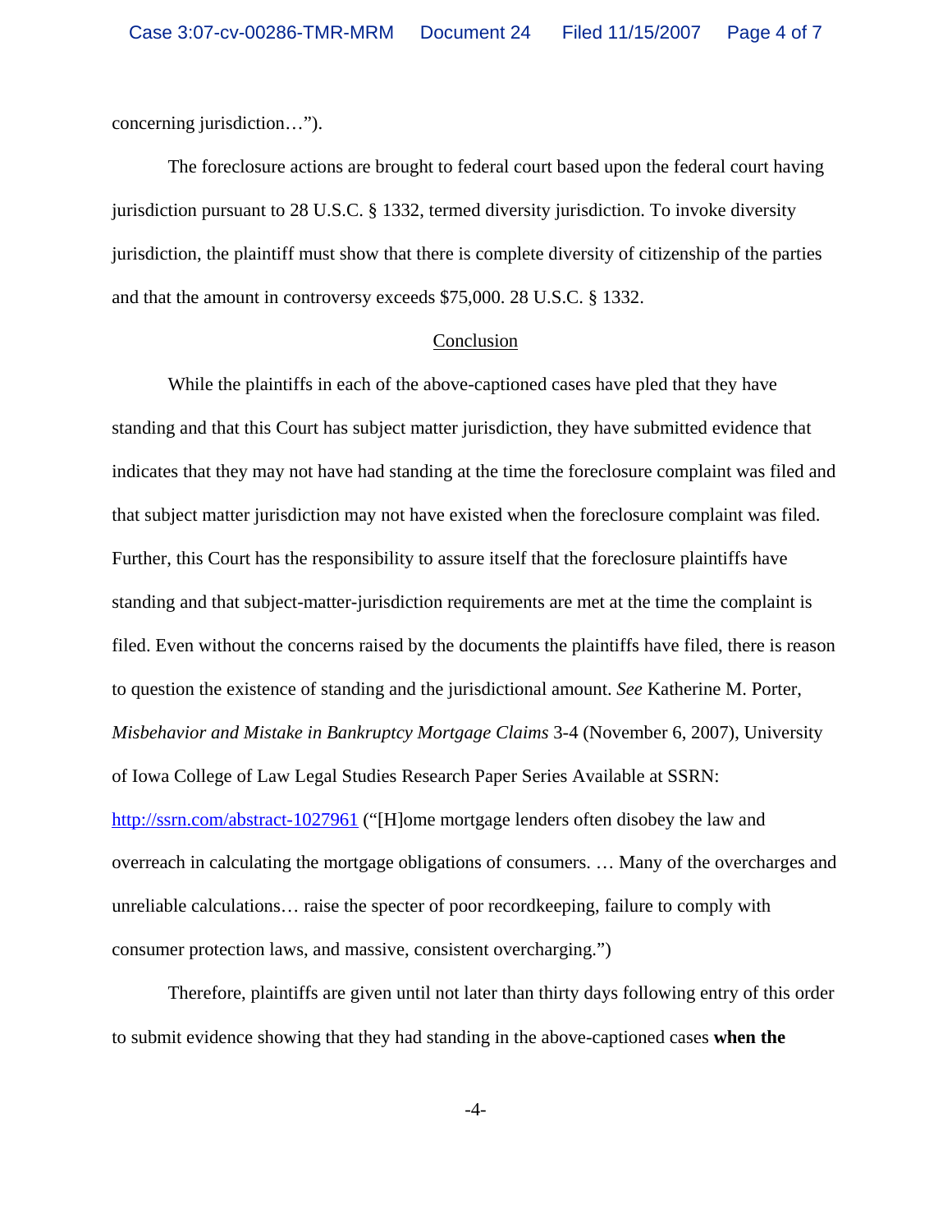concerning jurisdiction…").

The foreclosure actions are brought to federal court based upon the federal court having jurisdiction pursuant to 28 U.S.C. § 1332, termed diversity jurisdiction. To invoke diversity jurisdiction, the plaintiff must show that there is complete diversity of citizenship of the parties and that the amount in controversy exceeds $75,000. 28 U.S.C. § 1332.

<u>Conclusion</u>

While the plaintiffs in each of the above-captioned cases have pled that they have standing and that this Court has subject matter jurisdiction, they have submitted evidence that indicates that they may not have had standing at the time the foreclosure complaint was filed and that subject matter jurisdiction may not have existed when the foreclosure complaint was filed. Further, this Court has the responsibility to assure itself that the foreclosure plaintiffs have standing and that subject-matter-jurisdiction requirements are met at the time the complaint is filed. Even without the concerns raised by the documents the plaintiffs have filed, there is reason to question the existence of standing and the jurisdictional amount. *See* Katherine M. Porter, *Misbehavior and Mistake in Bankruptcy Mortgage Claims* 3-4 (November 6, 2007), University of Iowa College of Law Legal Studies Research Paper Series Available at SSRN: http://ssrn.com/abstract-1027961 ("[H]ome mortgage lenders often disobey the law and overreach in calculating the mortgage obligations of consumers. … Many of the overcharges and unreliable calculations… raise the specter of poor recordkeeping, failure to comply with consumer protection laws, and massive, consistent overcharging.")

Therefore, plaintiffs are given until not later than thirty days following entry of this order to submit evidence showing that they had standing in the above-captioned cases **when the**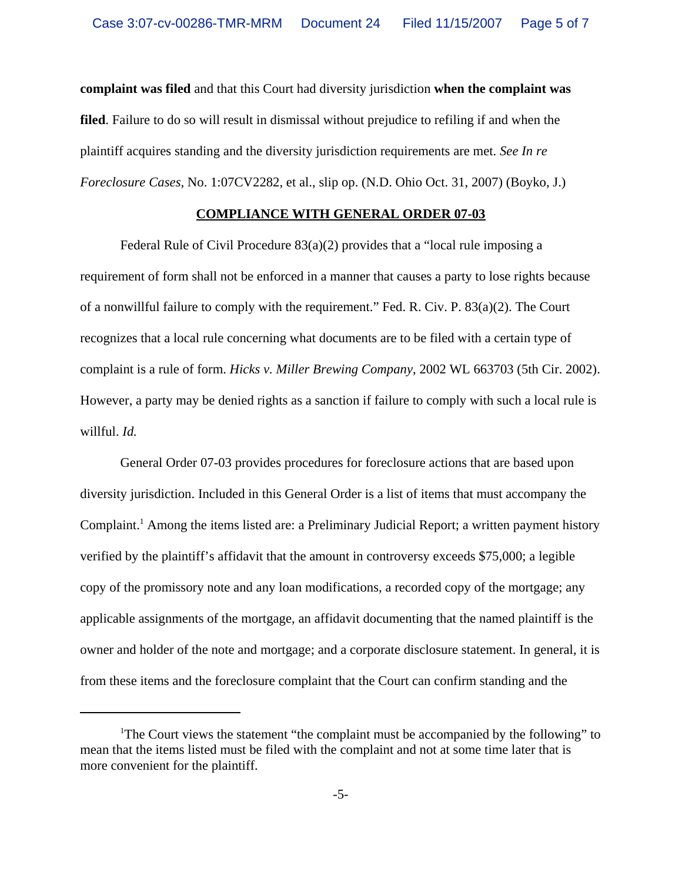**complaint was filed** and that this Court had diversity jurisdiction **when the complaint was filed**. Failure to do so will result in dismissal without prejudice to refiling if and when the plaintiff acquires standing and the diversity jurisdiction requirements are met. *See In re Foreclosure Cases*, No. 1:07CV2282, et al., slip op. (N.D. Ohio Oct. 31, 2007) (Boyko, J.)

**COMPLIANCE WITH GENERAL ORDER 07-03**

Federal Rule of Civil Procedure 83(a)(2) provides that a "local rule imposing a requirement of form shall not be enforced in a manner that causes a party to lose rights because of a nonwillful failure to comply with the requirement." Fed. R. Civ. P. 83(a)(2). The Court recognizes that a local rule concerning what documents are to be filed with a certain type of complaint is a rule of form. *Hicks v. Miller Brewing Company*, 2002 WL 663703 (5th Cir. 2002). However, a party may be denied rights as a sanction if failure to comply with such a local rule is willful. *Id.*

General Order 07-03 provides procedures for foreclosure actions that are based upon diversity jurisdiction. Included in this General Order is a list of items that must accompany the Complaint.[1] Among the items listed are: a Preliminary Judicial Report; a written payment history verified by the plaintiff's affidavit that the amount in controversy exceeds $75,000; a legible copy of the promissory note and any loan modifications, a recorded copy of the mortgage; any applicable assignments of the mortgage, an affidavit documenting that the named plaintiff is the owner and holder of the note and mortgage; and a corporate disclosure statement. In general, it is from these items and the foreclosure complaint that the Court can confirm standing and the

---

[1]The Court views the statement "the complaint must be accompanied by the following" to mean that the items listed must be filed with the complaint and not at some time later that is more convenient for the plaintiff.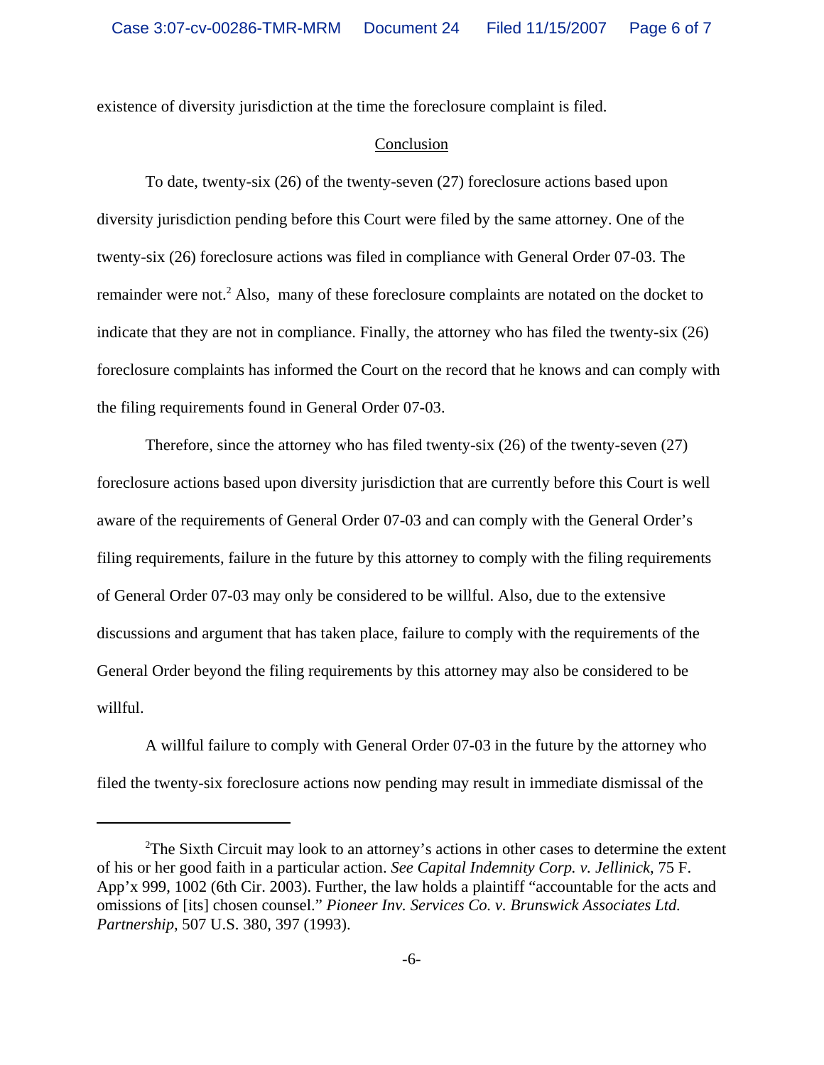existence of diversity jurisdiction at the time the foreclosure complaint is filed.

## Conclusion

To date, twenty-six (26) of the twenty-seven (27) foreclosure actions based upon diversity jurisdiction pending before this Court were filed by the same attorney. One of the twenty-six (26) foreclosure actions was filed in compliance with General Order 07-03. The remainder were not.[2] Also, many of these foreclosure complaints are notated on the docket to indicate that they are not in compliance. Finally, the attorney who has filed the twenty-six (26) foreclosure complaints has informed the Court on the record that he knows and can comply with the filing requirements found in General Order 07-03.

Therefore, since the attorney who has filed twenty-six (26) of the twenty-seven (27) foreclosure actions based upon diversity jurisdiction that are currently before this Court is well aware of the requirements of General Order 07-03 and can comply with the General Order's filing requirements, failure in the future by this attorney to comply with the filing requirements of General Order 07-03 may only be considered to be willful. Also, due to the extensive discussions and argument that has taken place, failure to comply with the requirements of the General Order beyond the filing requirements by this attorney may also be considered to be willful.

A willful failure to comply with General Order 07-03 in the future by the attorney who filed the twenty-six foreclosure actions now pending may result in immediate dismissal of the

---

[2]The Sixth Circuit may look to an attorney's actions in other cases to determine the extent of his or her good faith in a particular action. *See Capital Indemnity Corp. v. Jellinick*, 75 F. App'x 999, 1002 (6th Cir. 2003). Further, the law holds a plaintiff "accountable for the acts and omissions of [its] chosen counsel." *Pioneer Inv. Services Co. v. Brunswick Associates Ltd. Partnership*, 507 U.S. 380, 397 (1993).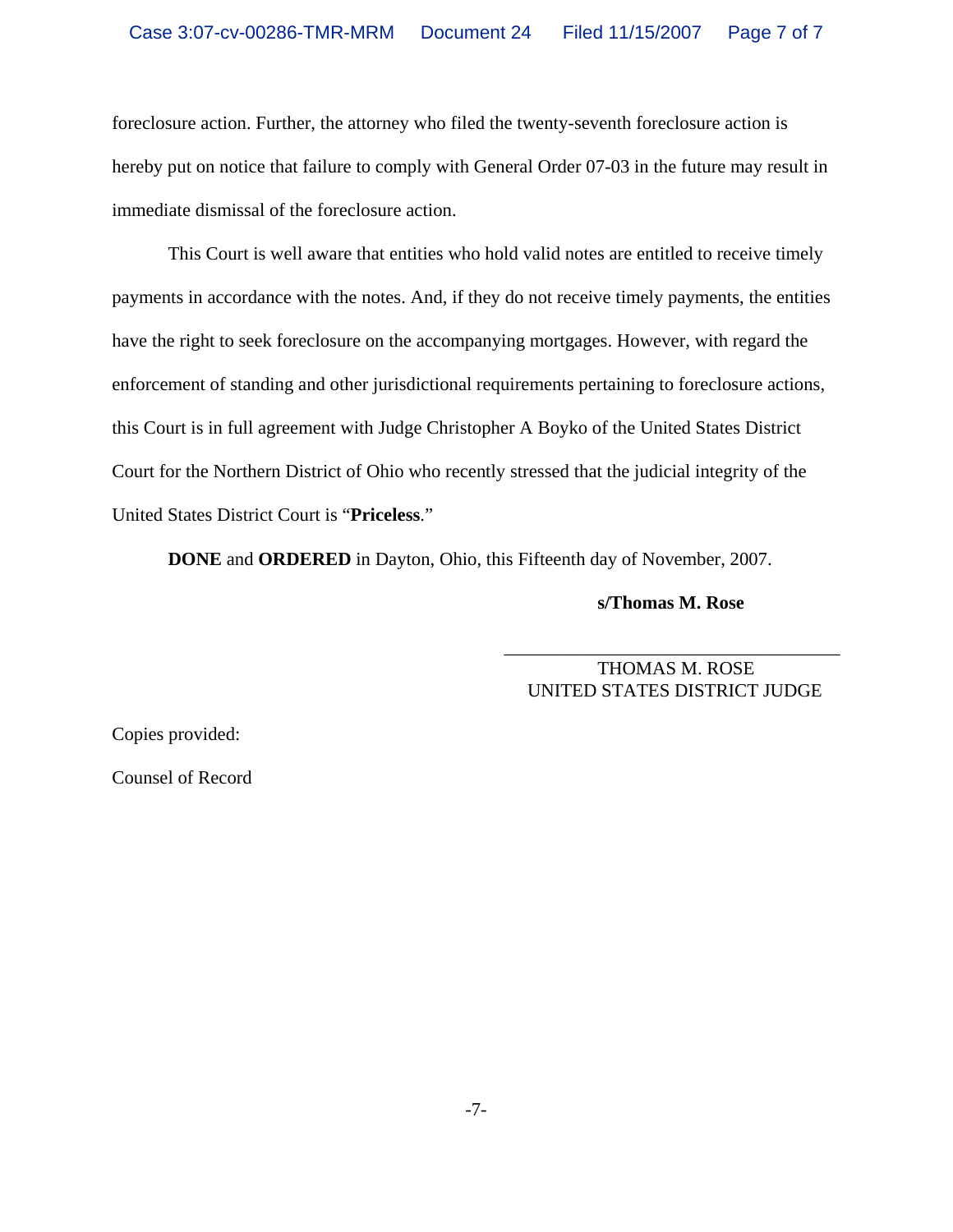foreclosure action. Further, the attorney who filed the twenty-seventh foreclosure action is hereby put on notice that failure to comply with General Order 07-03 in the future may result in immediate dismissal of the foreclosure action.

This Court is well aware that entities who hold valid notes are entitled to receive timely payments in accordance with the notes. And, if they do not receive timely payments, the entities have the right to seek foreclosure on the accompanying mortgages. However, with regard the enforcement of standing and other jurisdictional requirements pertaining to foreclosure actions, this Court is in full agreement with Judge Christopher A Boyko of the United States District Court for the Northern District of Ohio who recently stressed that the judicial integrity of the United States District Court is "**Priceless**."

**DONE** and **ORDERED** in Dayton, Ohio, this Fifteenth day of November, 2007.

**s/Thomas M. Rose**

___________________________________

THOMAS M. ROSE
UNITED STATES DISTRICT JUDGE

Copies provided:

Counsel of Record